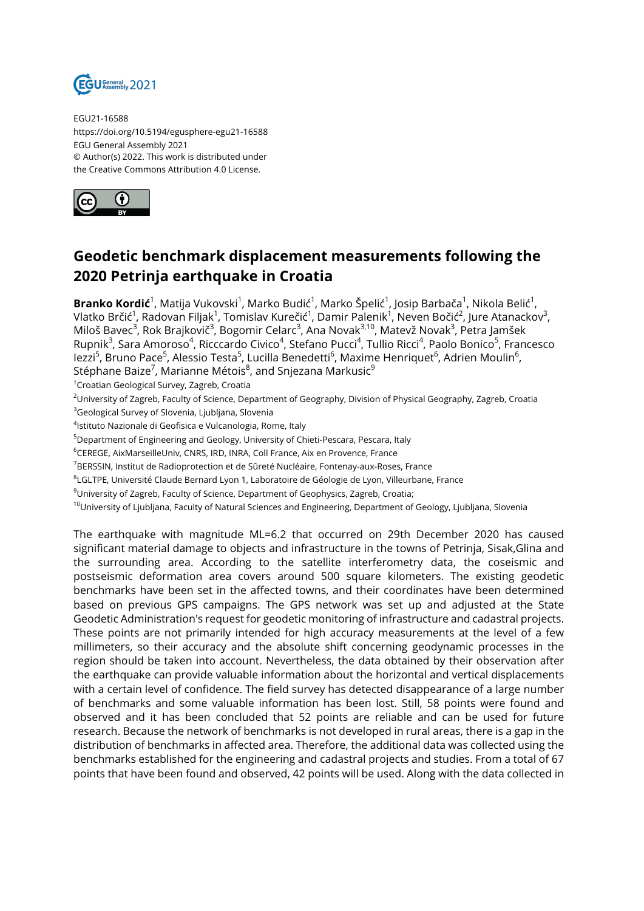EGU21-16588
https://doi.org/10.5194/egusphere-egu21-16588
EGU General Assembly 2021
© Author(s) 2022. This work is distributed under
the Creative Commons Attribution 4.0 License.

# Geodetic benchmark displacement measurements following the 2020 Petrinja earthquake in Croatia

**Branko Kordić**[1], Matija Vukovski[1], Marko Budić[1], Marko Špelić[1], Josip Barbača[1], Nikola Belić[1], Vlatko Brčić[1], Radovan Filjak[1], Tomislav Kurečić[1], Damir Palenik[1], Neven Bočić[2], Jure Atanackov[3], Miloš Bavec[3], Rok Brajkovič[3], Bogomir Celarc[3], Ana Novak[3,10], Matevž Novak[3], Petra Jamšek Rupnik[3], Sara Amoroso[4], Ricccardo Civico[4], Stefano Pucci[4], Tullio Ricci[4], Paolo Bonico[5], Francesco Iezzi[5], Bruno Pace[5], Alessio Testa[5], Lucilla Benedetti[6], Maxime Henriquet[6], Adrien Moulin[6], Stéphane Baize[7], Marianne Métois[8], and Snjezana Markusic[9]

[1]Croatian Geological Survey, Zagreb, Croatia
[2]University of Zagreb, Faculty of Science, Department of Geography, Division of Physical Geography, Zagreb, Croatia
[3]Geological Survey of Slovenia, Ljubljana, Slovenia
[4]Istituto Nazionale di Geofisica e Vulcanologia, Rome, Italy
[5]Department of Engineering and Geology, University of Chieti-Pescara, Pescara, Italy
[6]CEREGE, AixMarseilleUniv, CNRS, IRD, INRA, Coll France, Aix en Provence, France
[7]BERSSIN, Institut de Radioprotection et de Sûreté Nucléaire, Fontenay-aux-Roses, France
[8]LGLTPE, Université Claude Bernard Lyon 1, Laboratoire de Géologie de Lyon, Villeurbane, France
[9]University of Zagreb, Faculty of Science, Department of Geophysics, Zagreb, Croatia;
[10]University of Ljubljana, Faculty of Natural Sciences and Engineering, Department of Geology, Ljubljana, Slovenia

The earthquake with magnitude ML=6.2 that occurred on 29th December 2020 has caused significant material damage to objects and infrastructure in the towns of Petrinja, Sisak,Glina and the surrounding area. According to the satellite interferometry data, the coseismic and postseismic deformation area covers around 500 square kilometers. The existing geodetic benchmarks have been set in the affected towns, and their coordinates have been determined based on previous GPS campaigns. The GPS network was set up and adjusted at the State Geodetic Administration's request for geodetic monitoring of infrastructure and cadastral projects. These points are not primarily intended for high accuracy measurements at the level of a few millimeters, so their accuracy and the absolute shift concerning geodynamic processes in the region should be taken into account. Nevertheless, the data obtained by their observation after the earthquake can provide valuable information about the horizontal and vertical displacements with a certain level of confidence. The field survey has detected disappearance of a large number of benchmarks and some valuable information has been lost. Still, 58 points were found and observed and it has been concluded that 52 points are reliable and can be used for future research. Because the network of benchmarks is not developed in rural areas, there is a gap in the distribution of benchmarks in affected area. Therefore, the additional data was collected using the benchmarks established for the engineering and cadastral projects and studies. From a total of 67 points that have been found and observed, 42 points will be used. Along with the data collected in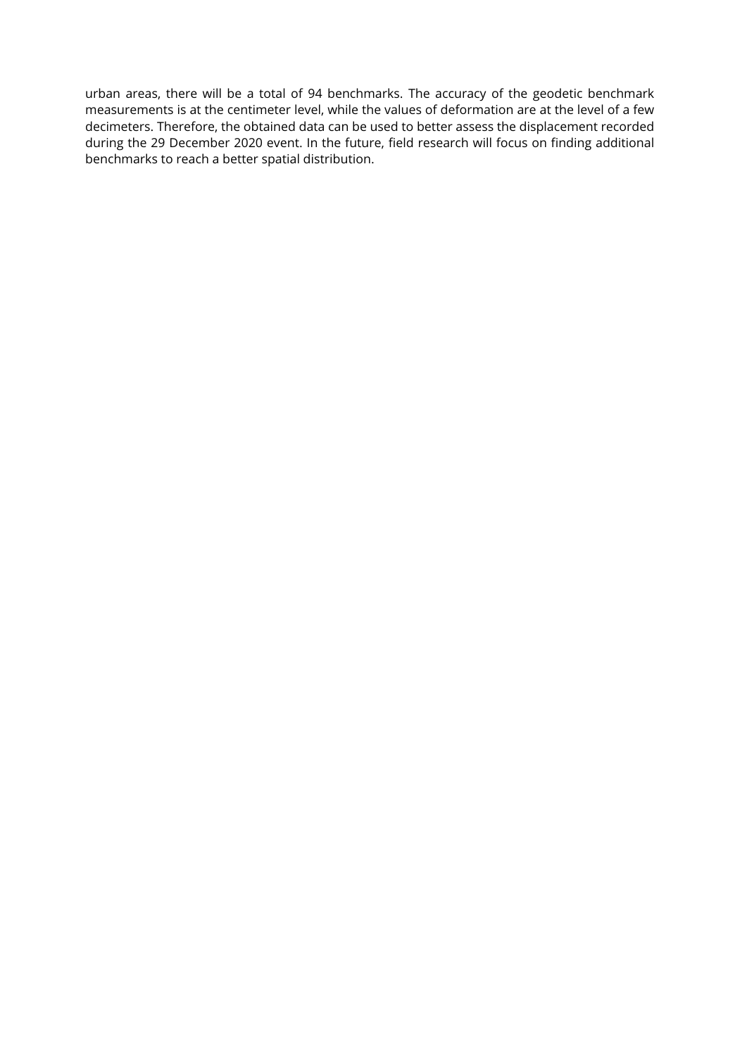urban areas, there will be a total of 94 benchmarks. The accuracy of the geodetic benchmark measurements is at the centimeter level, while the values of deformation are at the level of a few decimeters. Therefore, the obtained data can be used to better assess the displacement recorded during the 29 December 2020 event. In the future, field research will focus on finding additional benchmarks to reach a better spatial distribution.